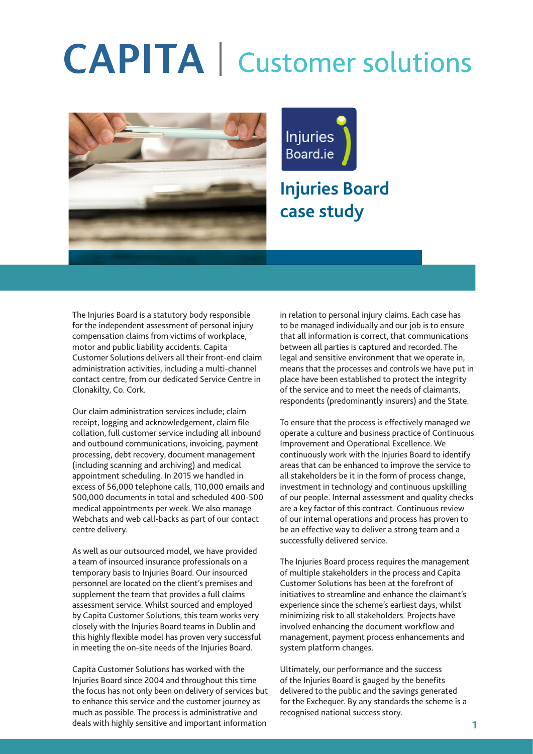# CAPITA | Customer solutions

Injuries Board.ie

## Injuries Board case study

The Injuries Board is a statutory body responsible for the independent assessment of personal injury compensation claims from victims of workplace, motor and public liability accidents. Capita Customer Solutions delivers all their front-end claim administration activities, including a multi-channel contact centre, from our dedicated Service Centre in Clonakilty, Co. Cork.

Our claim administration services include; claim receipt, logging and acknowledgement, claim file collation, full customer service including all inbound and outbound communications, invoicing, payment processing, debt recovery, document management (including scanning and archiving) and medical appointment scheduling. In 2015 we handled in excess of 56,000 telephone calls, 110,000 emails and 500,000 documents in total and scheduled 400-500 medical appointments per week. We also manage Webchats and web call-backs as part of our contact centre delivery.

As well as our outsourced model, we have provided a team of insourced insurance professionals on a temporary basis to Injuries Board. Our insourced personnel are located on the client's premises and supplement the team that provides a full claims assessment service. Whilst sourced and employed by Capita Customer Solutions, this team works very closely with the Injuries Board teams in Dublin and this highly flexible model has proven very successful in meeting the on-site needs of the Injuries Board.

Capita Customer Solutions has worked with the Injuries Board since 2004 and throughout this time the focus has not only been on delivery of services but to enhance this service and the customer journey as much as possible. The process is administrative and deals with highly sensitive and important information in relation to personal injury claims. Each case has to be managed individually and our job is to ensure that all information is correct, that communications between all parties is captured and recorded. The legal and sensitive environment that we operate in, means that the processes and controls we have put in place have been established to protect the integrity of the service and to meet the needs of claimants, respondents (predominantly insurers) and the State.

To ensure that the process is effectively managed we operate a culture and business practice of Continuous Improvement and Operational Excellence. We continuously work with the Injuries Board to identify areas that can be enhanced to improve the service to all stakeholders be it in the form of process change, investment in technology and continuous upskilling of our people. Internal assessment and quality checks are a key factor of this contract. Continuous review of our internal operations and process has proven to be an effective way to deliver a strong team and a successfully delivered service.

The Injuries Board process requires the management of multiple stakeholders in the process and Capita Customer Solutions has been at the forefront of initiatives to streamline and enhance the claimant's experience since the scheme's earliest days, whilst minimizing risk to all stakeholders. Projects have involved enhancing the document workflow and management, payment process enhancements and system platform changes.

Ultimately, our performance and the success of the Injuries Board is gauged by the benefits delivered to the public and the savings generated for the Exchequer. By any standards the scheme is a recognised national success story.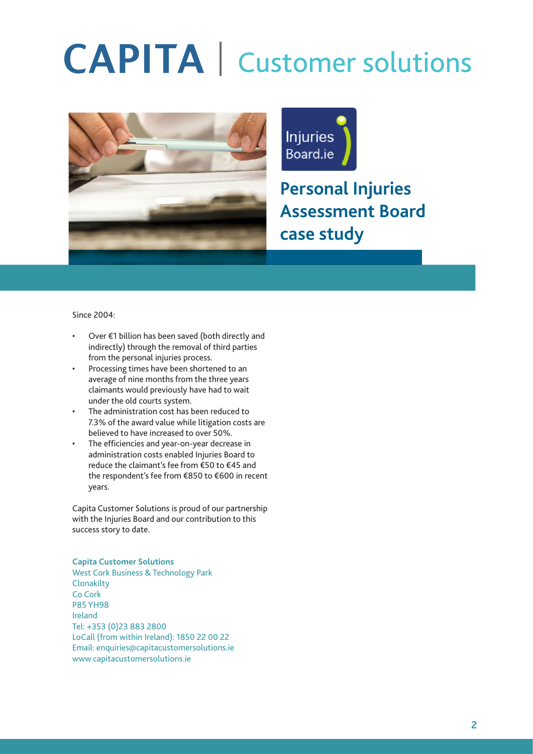# CAPITA | Customer solutions

Injuries Board.ie

## Personal Injuries Assessment Board case study

Since 2004:

- Over €1 billion has been saved (both directly and indirectly) through the removal of third parties from the personal injuries process.
- Processing times have been shortened to an average of nine months from the three years claimants would previously have had to wait under the old courts system.
- The administration cost has been reduced to 7.3% of the award value while litigation costs are believed to have increased to over 50%.
- The efficiencies and year-on-year decrease in administration costs enabled Injuries Board to reduce the claimant's fee from €50 to €45 and the respondent's fee from €850 to €600 in recent years.

Capita Customer Solutions is proud of our partnership with the Injuries Board and our contribution to this success story to date.

**Capita Customer Solutions**
West Cork Business & Technology Park
Clonakilty
Co Cork
P85 YH98
Ireland
Tel: +353 (0)23 883 2800
LoCall (from within Ireland): 1850 22 00 22
Email: enquiries@capitacustomersolutions.ie
www.capitacustomersolutions.ie